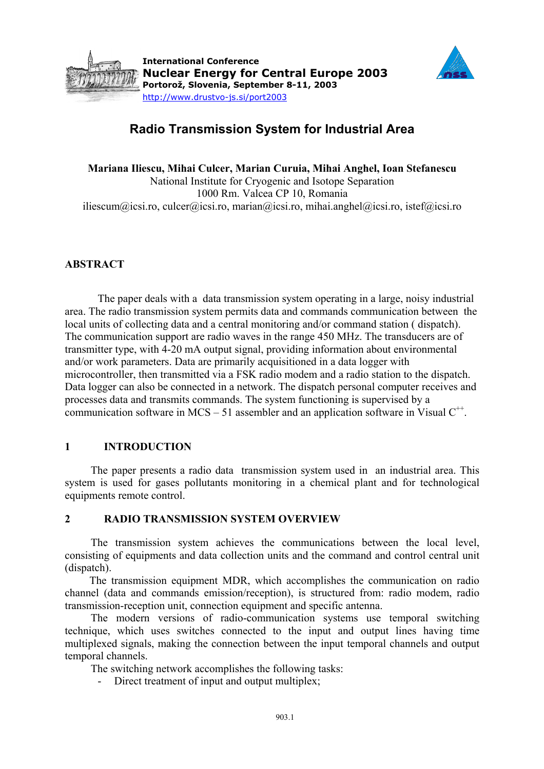International Conference
**Nuclear Energy for Central Europe 2003**
**Portorož, Slovenia, September 8-11, 2003**
http://www.drustvo-js.si/port2003

# Radio Transmission System for Industrial Area

**Mariana Iliescu, Mihai Culcer, Marian Curuia, Mihai Anghel, Ioan Stefanescu**
National Institute for Cryogenic and Isotope Separation
1000 Rm. Valcea CP 10, Romania
iliescum@icsi.ro, culcer@icsi.ro, marian@icsi.ro, mihai.anghel@icsi.ro, istef@icsi.ro

## ABSTRACT

The paper deals with a data transmission system operating in a large, noisy industrial area. The radio transmission system permits data and commands communication between the local units of collecting data and a central monitoring and/or command station ( dispatch). The communication support are radio waves in the range 450 MHz. The transducers are of transmitter type, with 4-20 mA output signal, providing information about environmental and/or work parameters. Data are primarily acquisitioned in a data logger with microcontroller, then transmitted via a FSK radio modem and a radio station to the dispatch. Data logger can also be connected in a network. The dispatch personal computer receives and processes data and transmits commands. The system functioning is supervised by a communication software in MCS – 51 assembler and an application software in Visual $C^{++}$.

## 1 INTRODUCTION

The paper presents a radio data transmission system used in an industrial area. This system is used for gases pollutants monitoring in a chemical plant and for technological equipments remote control.

## 2 RADIO TRANSMISSION SYSTEM OVERVIEW

The transmission system achieves the communications between the local level, consisting of equipments and data collection units and the command and control central unit (dispatch).

The transmission equipment MDR, which accomplishes the communication on radio channel (data and commands emission/reception), is structured from: radio modem, radio transmission-reception unit, connection equipment and specific antenna.

The modern versions of radio-communication systems use temporal switching technique, which uses switches connected to the input and output lines having time multiplexed signals, making the connection between the input temporal channels and output temporal channels.

The switching network accomplishes the following tasks:

- Direct treatment of input and output multiplex;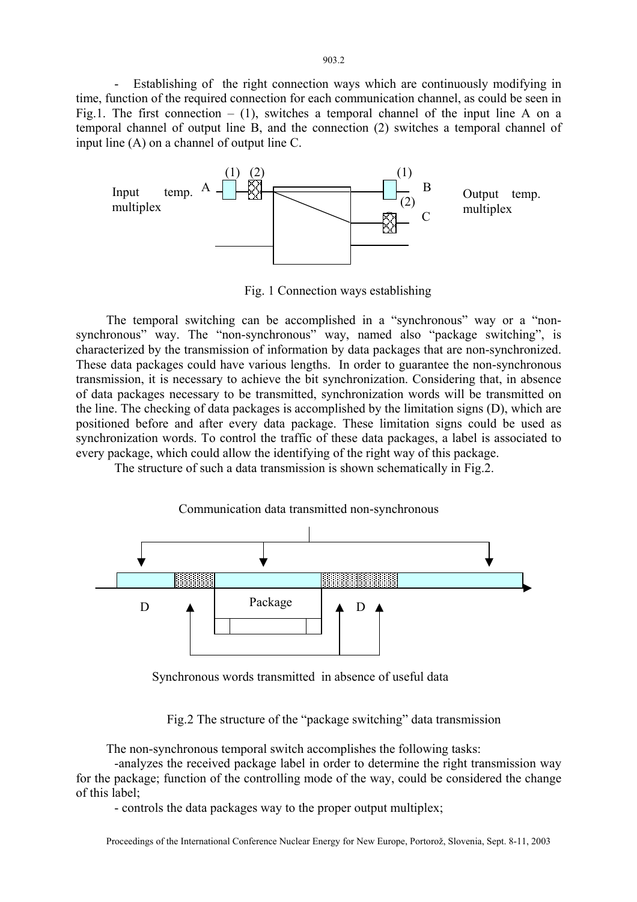- Establishing of the right connection ways which are continuously modifying in time, function of the required connection for each communication channel, as could be seen in Fig.1. The first connection – (1), switches a temporal channel of the input line A on a temporal channel of output line B, and the connection (2) switches a temporal channel of input line (A) on a channel of output line C.

Fig. 1 Connection ways establishing

The temporal switching can be accomplished in a "synchronous" way or a "non-synchronous" way. The "non-synchronous" way, named also "package switching", is characterized by the transmission of information by data packages that are non-synchronized. These data packages could have various lengths. In order to guarantee the non-synchronous transmission, it is necessary to achieve the bit synchronization. Considering that, in absence of data packages necessary to be transmitted, synchronization words will be transmitted on the line. The checking of data packages is accomplished by the limitation signs (D), which are positioned before and after every data package. These limitation signs could be used as synchronization words. To control the traffic of these data packages, a label is associated to every package, which could allow the identifying of the right way of this package.

The structure of such a data transmission is shown schematically in Fig.2.

Fig.2 The structure of the "package switching" data transmission

The non-synchronous temporal switch accomplishes the following tasks:

-analyzes the received package label in order to determine the right transmission way for the package; function of the controlling mode of the way, could be considered the change of this label;

- controls the data packages way to the proper output multiplex;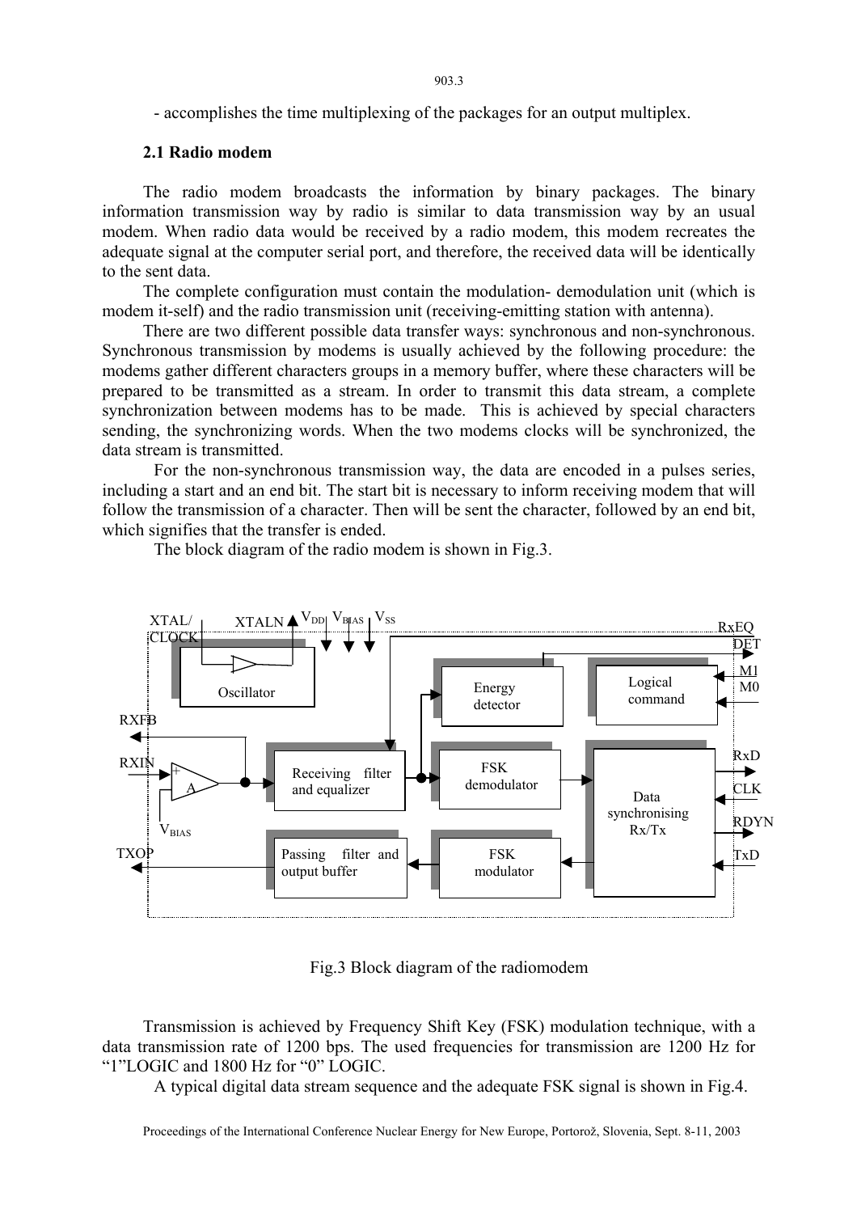- accomplishes the time multiplexing of the packages for an output multiplex.

### 2.1 Radio modem

The radio modem broadcasts the information by binary packages. The binary information transmission way by radio is similar to data transmission way by an usual modem. When radio data would be received by a radio modem, this modem recreates the adequate signal at the computer serial port, and therefore, the received data will be identically to the sent data.

The complete configuration must contain the modulation- demodulation unit (which is modem it-self) and the radio transmission unit (receiving-emitting station with antenna).

There are two different possible data transfer ways: synchronous and non-synchronous. Synchronous transmission by modems is usually achieved by the following procedure: the modems gather different characters groups in a memory buffer, where these characters will be prepared to be transmitted as a stream. In order to transmit this data stream, a complete synchronization between modems has to be made. This is achieved by special characters sending, the synchronizing words. When the two modems clocks will be synchronized, the data stream is transmitted.

For the non-synchronous transmission way, the data are encoded in a pulses series, including a start and an end bit. The start bit is necessary to inform receiving modem that will follow the transmission of a character. Then will be sent the character, followed by an end bit, which signifies that the transfer is ended.

The block diagram of the radio modem is shown in Fig.3.

Fig.3 Block diagram of the radiomodem

Transmission is achieved by Frequency Shift Key (FSK) modulation technique, with a data transmission rate of 1200 bps. The used frequencies for transmission are 1200 Hz for "1"LOGIC and 1800 Hz for "0" LOGIC.

A typical digital data stream sequence and the adequate FSK signal is shown in Fig.4.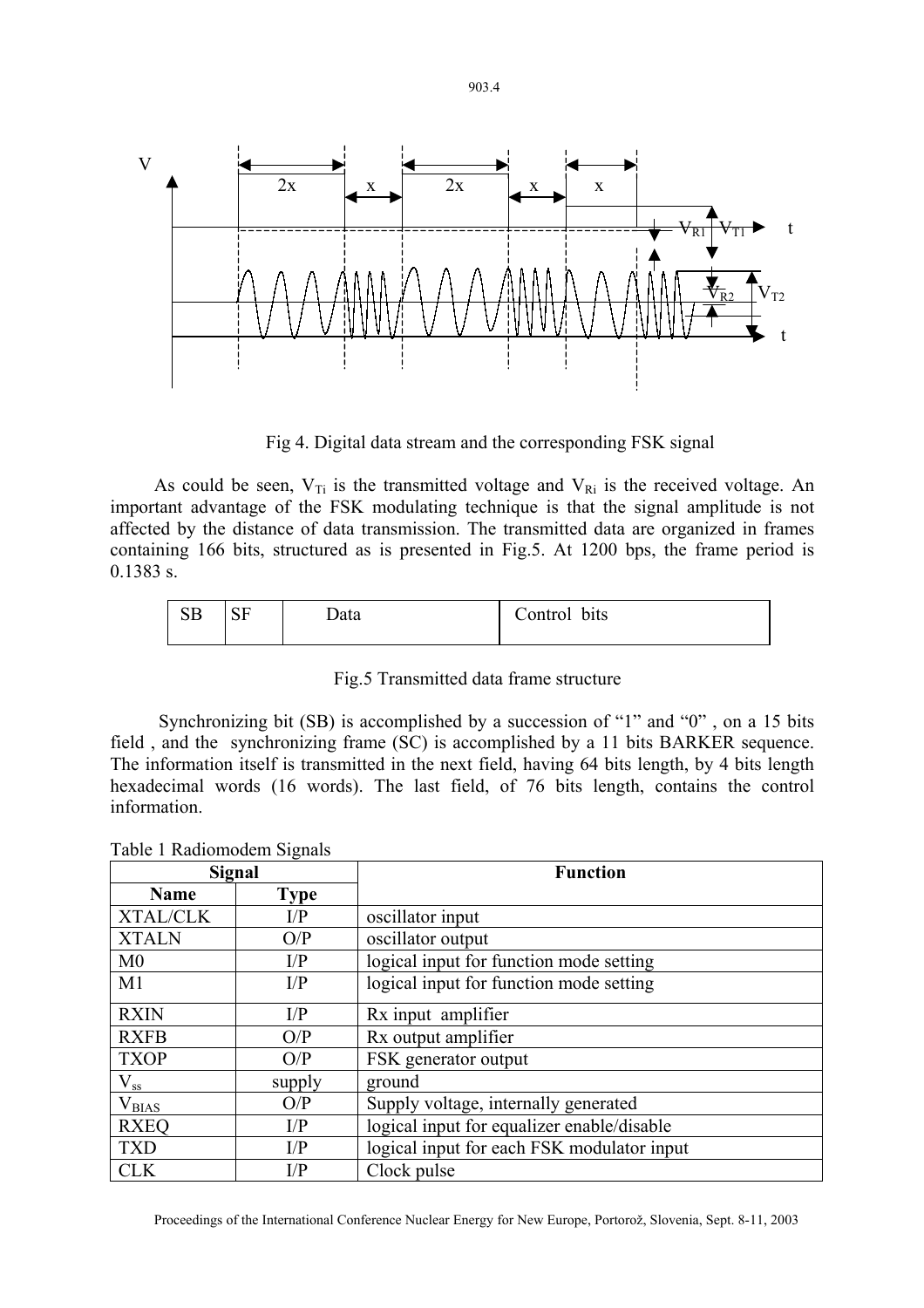Fig 4. Digital data stream and the corresponding FSK signal

As could be seen, $V_{Ti}$ is the transmitted voltage and $V_{Ri}$ is the received voltage. An important advantage of the FSK modulating technique is that the signal amplitude is not affected by the distance of data transmission. The transmitted data are organized in frames containing 166 bits, structured as is presented in Fig.5. At 1200 bps, the frame period is 0.1383 s.

| SB | SF | Data | Control bits |
|---|---|---|---|

Fig.5 Transmitted data frame structure

Synchronizing bit (SB) is accomplished by a succession of "1" and "0" , on a 15 bits field , and the synchronizing frame (SC) is accomplished by a 11 bits BARKER sequence. The information itself is transmitted in the next field, having 64 bits length, by 4 bits length hexadecimal words (16 words). The last field, of 76 bits length, contains the control information.

Table 1 Radiomodem Signals

| Signal | | Function |
|---|---|---|
| **Name** | **Type** | |
| XTAL/CLK | I/P | oscillator input |
| XTALN | O/P | oscillator output |
| M0 | I/P | logical input for function mode setting |
| M1 | I/P | logical input for function mode setting |
| RXIN | I/P | Rx input amplifier |
| RXFB | O/P | Rx output amplifier |
| TXOP | O/P | FSK generator output |
| $V_{ss}$ | supply | ground |
| $V_{BIAS}$ | O/P | Supply voltage, internally generated |
| RXEQ | I/P | logical input for equalizer enable/disable |
| TXD | I/P | logical input for each FSK modulator input |
| CLK | I/P | Clock pulse |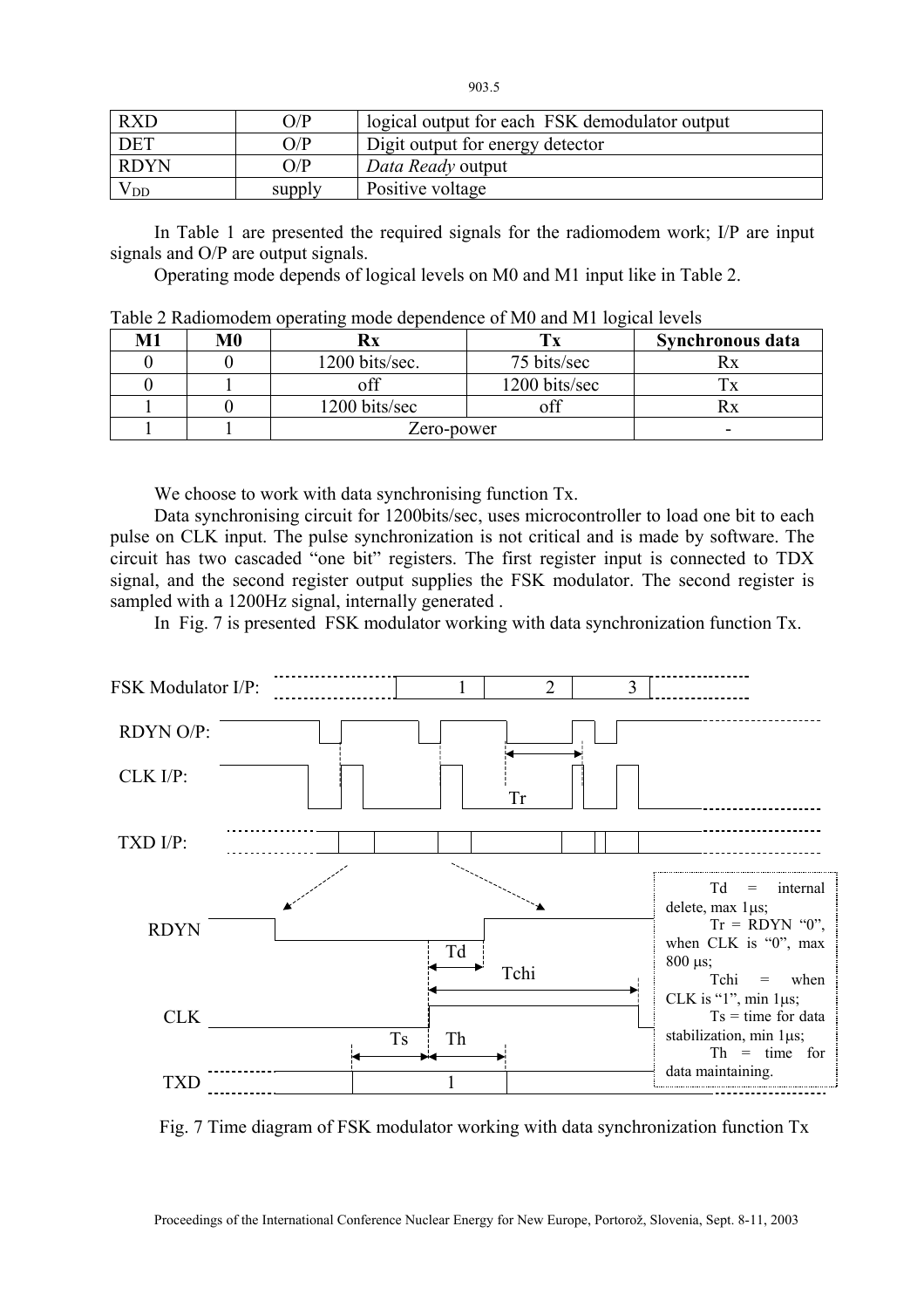| RXD | O/P | logical output for each FSK demodulator output |
|---|---|---|
| DET | O/P | Digit output for energy detector |
| RDYN | O/P | *Data Ready* output |
| $V_{DD}$ | supply | Positive voltage |

In Table 1 are presented the required signals for the radiomodem work; I/P are input signals and O/P are output signals.

Operating mode depends of logical levels on M0 and M1 input like in Table 2.

Table 2 Radiomodem operating mode dependence of M0 and M1 logical levels

| M1 | M0 | Rx | Tx | Synchronous data |
|---|---|---|---|---|
| 0 | 0 | 1200 bits/sec. | 75 bits/sec | Rx |
| 0 | 1 | off | 1200 bits/sec | Tx |
| 1 | 0 | 1200 bits/sec | off | Rx |
| 1 | 1 | Zero-power | | - |

We choose to work with data synchronising function Tx.

Data synchronising circuit for 1200bits/sec, uses microcontroller to load one bit to each pulse on CLK input. The pulse synchronization is not critical and is made by software. The circuit has two cascaded "one bit" registers. The first register input is connected to TDX signal, and the second register output supplies the FSK modulator. The second register is sampled with a 1200Hz signal, internally generated .

In Fig. 7 is presented FSK modulator working with data synchronization function Tx.

Td = internal delete, max 1μs;
Tr = RDYN "0", when CLK is "0", max 800 μs;
Tchi = when CLK is "1", min 1μs;
Ts = time for data stabilization, min 1μs;
Th = time for data maintaining.

Fig. 7 Time diagram of FSK modulator working with data synchronization function Tx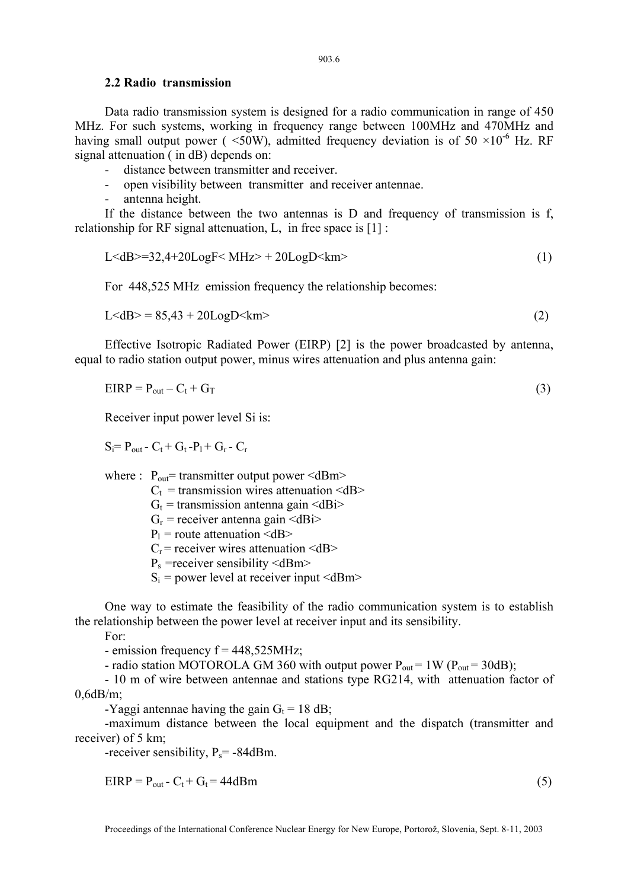### 2.2 Radio transmission

Data radio transmission system is designed for a radio communication in range of 450 MHz. For such systems, working in frequency range between 100MHz and 470MHz and having small output power ( <50W), admitted frequency deviation is of $50 \times 10^{-6}$ Hz. RF signal attenuation ( in dB) depends on:

- distance between transmitter and receiver.
- open visibility between transmitter and receiver antennae.
- antenna height.

If the distance between the two antennas is D and frequency of transmission is f, relationship for RF signal attenuation, L, in free space is [1] :

$$L\langle dB\rangle = 32{,}4 + 20 \mathrm{Log} F\langle MHz\rangle + 20 \mathrm{Log} D\langle km\rangle \tag{1}$$

For 448,525 MHz emission frequency the relationship becomes:

$$L\langle dB\rangle = 85{,}43 + 20 \mathrm{Log} D\langle km\rangle \tag{2}$$

Effective Isotropic Radiated Power (EIRP) [2] is the power broadcasted by antenna, equal to radio station output power, minus wires attenuation and plus antenna gain:

$$EIRP = P_{out} - C_t + G_T \tag{3}$$

Receiver input power level Si is:

$$S_i = P_{out} - C_t + G_t - P_l + G_r - C_r$$

where :
$P_{out}$ = transmitter output power <dBm>
$C_t$ = transmission wires attenuation <dB>
$G_t$ = transmission antenna gain <dBi>
$G_r$ = receiver antenna gain <dBi>
$P_l$ = route attenuation <dB>
$C_r$ = receiver wires attenuation <dB>
$P_s$ =receiver sensibility <dBm>
$S_i$ = power level at receiver input <dBm>

One way to estimate the feasibility of the radio communication system is to establish the relationship between the power level at receiver input and its sensibility.

For:

- emission frequency f = 448,525MHz;
- radio station MOTOROLA GM 360 with output power $P_{out}$ = 1W ($P_{out}$ = 30dB);
- 10 m of wire between antennae and stations type RG214, with attenuation factor of 0,6dB/m;
- Yaggi antennae having the gain $G_t$ = 18 dB;
- maximum distance between the local equipment and the dispatch (transmitter and receiver) of 5 km;
- receiver sensibility, $P_s$= -84dBm.

$$EIRP = P_{out} - C_t + G_t = 44\text{dBm} \tag{5}$$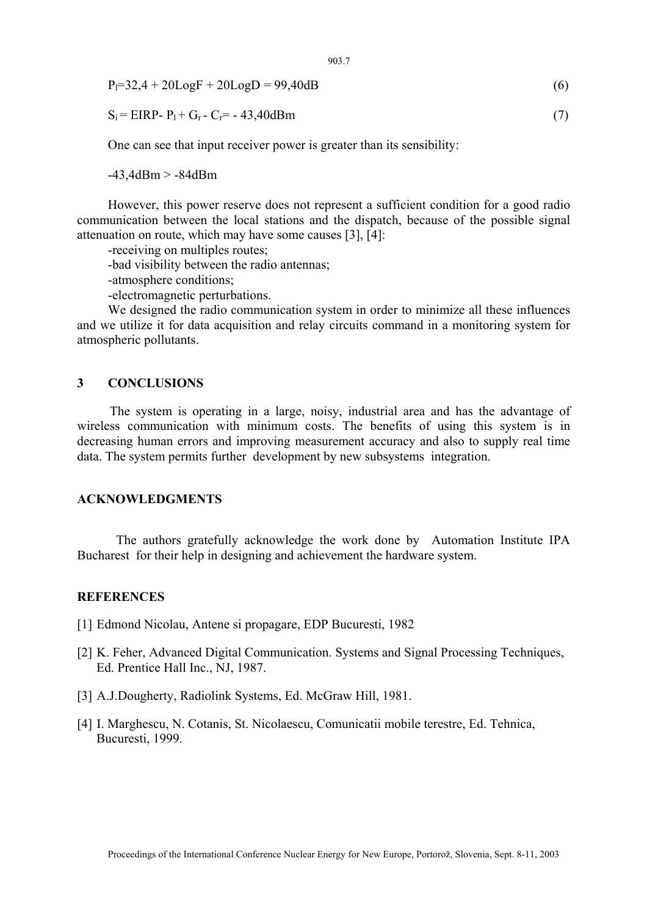$$P_l = 32{,}4 + 20\mathrm{Log}F + 20\mathrm{Log}D = 99{,}40\mathrm{dB} \tag{6}$$

$$S_i = \mathrm{EIRP} - P_l + G_r - C_r = -43{,}40\mathrm{dBm} \tag{7}$$

One can see that input receiver power is greater than its sensibility:

$-43{,}4\mathrm{dBm} > -84\mathrm{dBm}$

However, this power reserve does not represent a sufficient condition for a good radio communication between the local stations and the dispatch, because of the possible signal attenuation on route, which may have some causes [3], [4]:

-receiving on multiples routes;
-bad visibility between the radio antennas;
-atmosphere conditions;
-electromagnetic perturbations.

We designed the radio communication system in order to minimize all these influences and we utilize it for data acquisition and relay circuits command in a monitoring system for atmospheric pollutants.

## 3 CONCLUSIONS

The system is operating in a large, noisy, industrial area and has the advantage of wireless communication with minimum costs. The benefits of using this system is in decreasing human errors and improving measurement accuracy and also to supply real time data. The system permits further development by new subsystems integration.

## ACKNOWLEDGMENTS

The authors gratefully acknowledge the work done by Automation Institute IPA Bucharest for their help in designing and achievement the hardware system.

## REFERENCES

[1] Edmond Nicolau, Antene si propagare, EDP Bucuresti, 1982

[2] K. Feher, Advanced Digital Communication. Systems and Signal Processing Techniques, Ed. Prentice Hall Inc., NJ, 1987.

[3] A.J.Dougherty, Radiolink Systems, Ed. McGraw Hill, 1981.

[4] I. Marghescu, N. Cotanis, St. Nicolaescu, Comunicatii mobile terestre, Ed. Tehnica, Bucuresti, 1999.